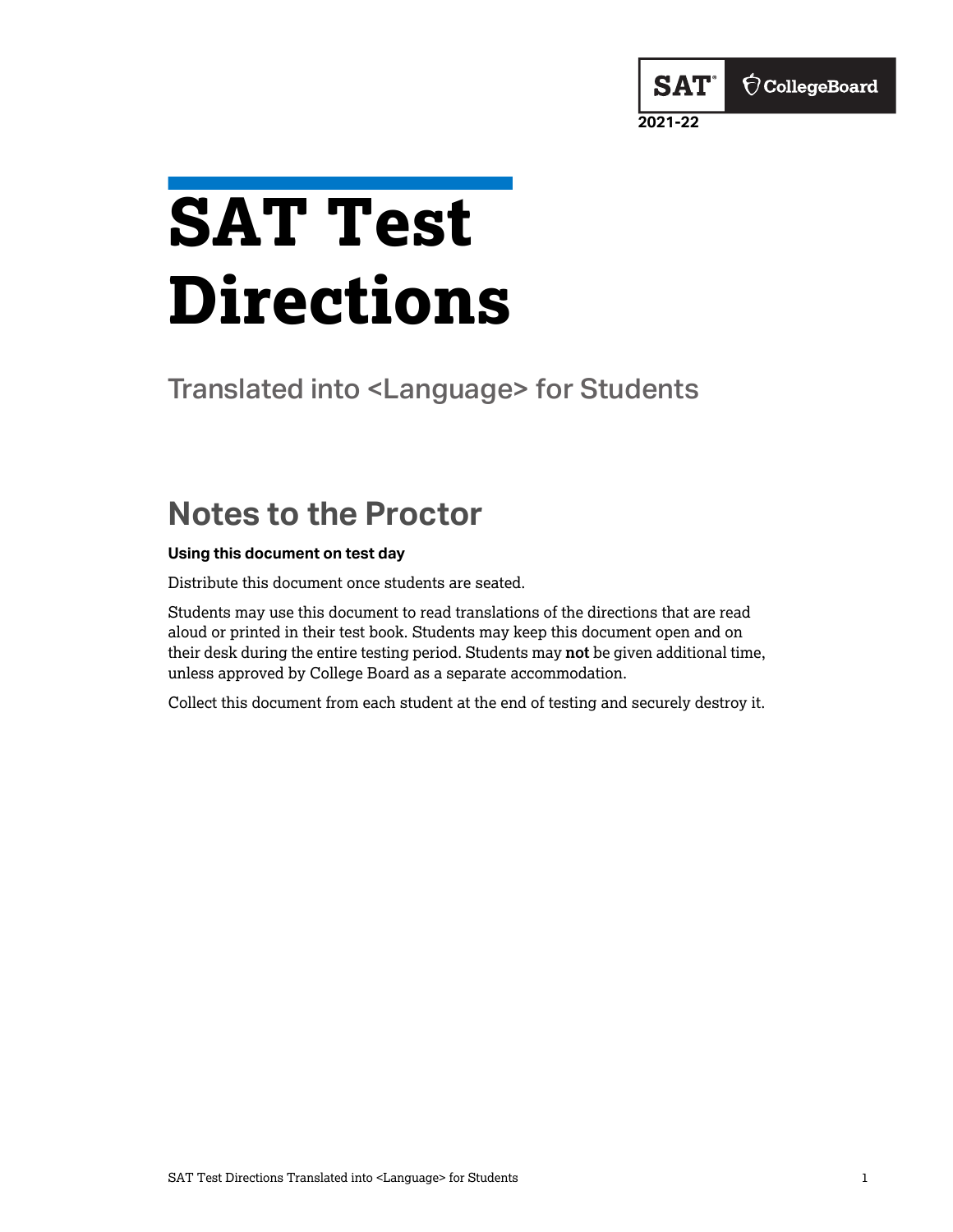SAT® CollegeBoard
2021-22

# SAT Test Directions

Translated into <Language> for Students

## Notes to the Proctor

**Using this document on test day**

Distribute this document once students are seated.

Students may use this document to read translations of the directions that are read aloud or printed in their test book. Students may keep this document open and on their desk during the entire testing period. Students may **not** be given additional time, unless approved by College Board as a separate accommodation.

Collect this document from each student at the end of testing and securely destroy it.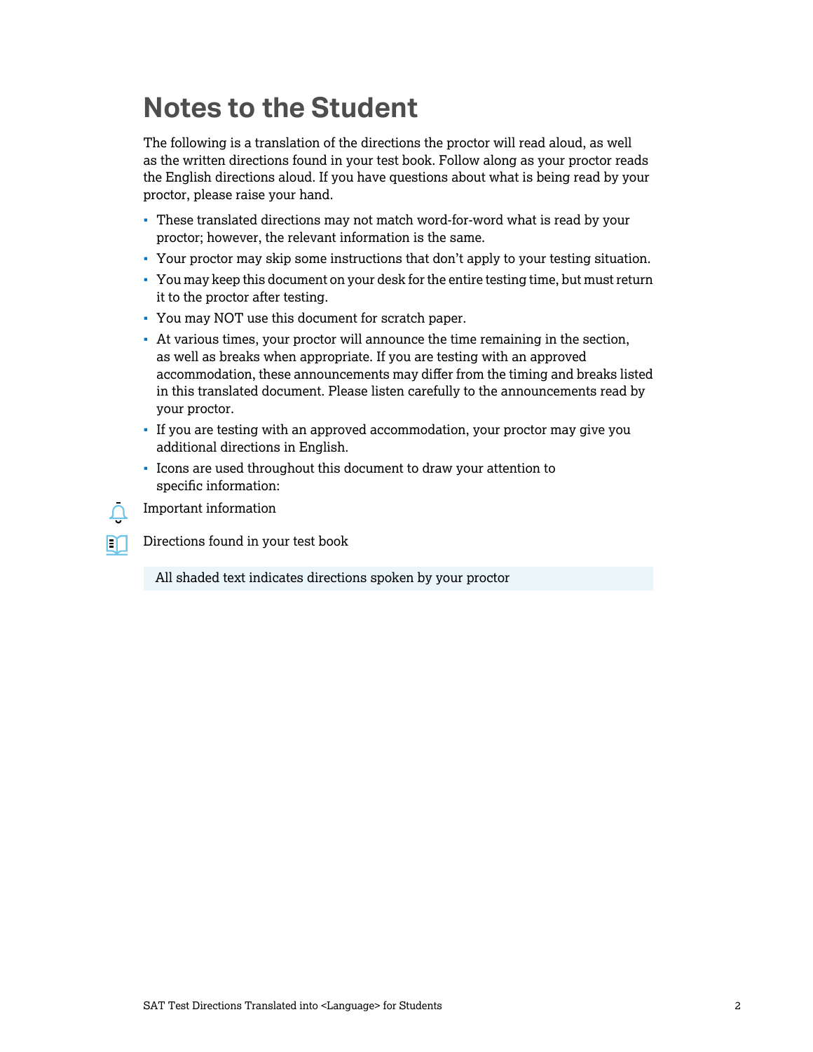# Notes to the Student

The following is a translation of the directions the proctor will read aloud, as well as the written directions found in your test book. Follow along as your proctor reads the English directions aloud. If you have questions about what is being read by your proctor, please raise your hand.

- These translated directions may not match word-for-word what is read by your proctor; however, the relevant information is the same.
- Your proctor may skip some instructions that don't apply to your testing situation.
- You may keep this document on your desk for the entire testing time, but must return it to the proctor after testing.
- You may NOT use this document for scratch paper.
- At various times, your proctor will announce the time remaining in the section, as well as breaks when appropriate. If you are testing with an approved accommodation, these announcements may differ from the timing and breaks listed in this translated document. Please listen carefully to the announcements read by your proctor.
- If you are testing with an approved accommodation, your proctor may give you additional directions in English.
- Icons are used throughout this document to draw your attention to specific information:

Important information

Directions found in your test book

All shaded text indicates directions spoken by your proctor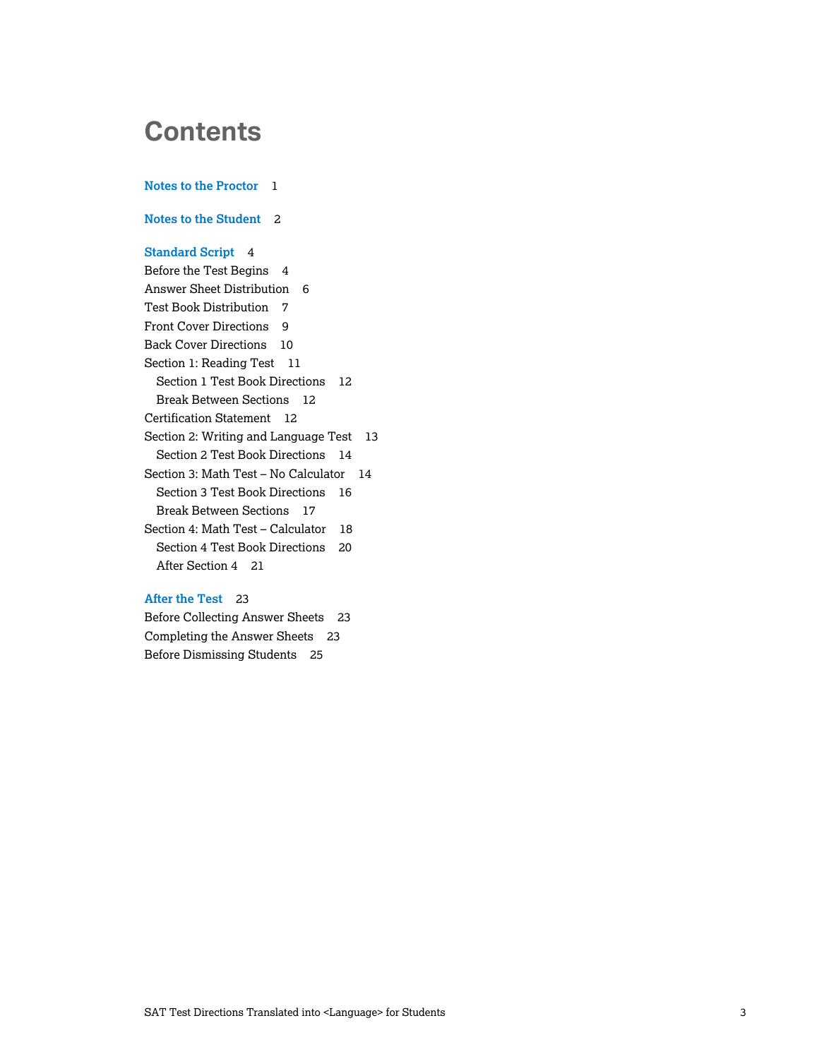# Contents

**Notes to the Proctor** 1

**Notes to the Student** 2

**Standard Script** 4

Before the Test Begins 4

Answer Sheet Distribution 6

Test Book Distribution 7

Front Cover Directions 9

Back Cover Directions 10

Section 1: Reading Test 11

- Section 1 Test Book Directions 12
- Break Between Sections 12

Certification Statement 12

Section 2: Writing and Language Test 13

- Section 2 Test Book Directions 14

Section 3: Math Test – No Calculator 14

- Section 3 Test Book Directions 16
- Break Between Sections 17

Section 4: Math Test – Calculator 18

- Section 4 Test Book Directions 20
- After Section 4 21

**After the Test** 23

Before Collecting Answer Sheets 23

Completing the Answer Sheets 23

Before Dismissing Students 25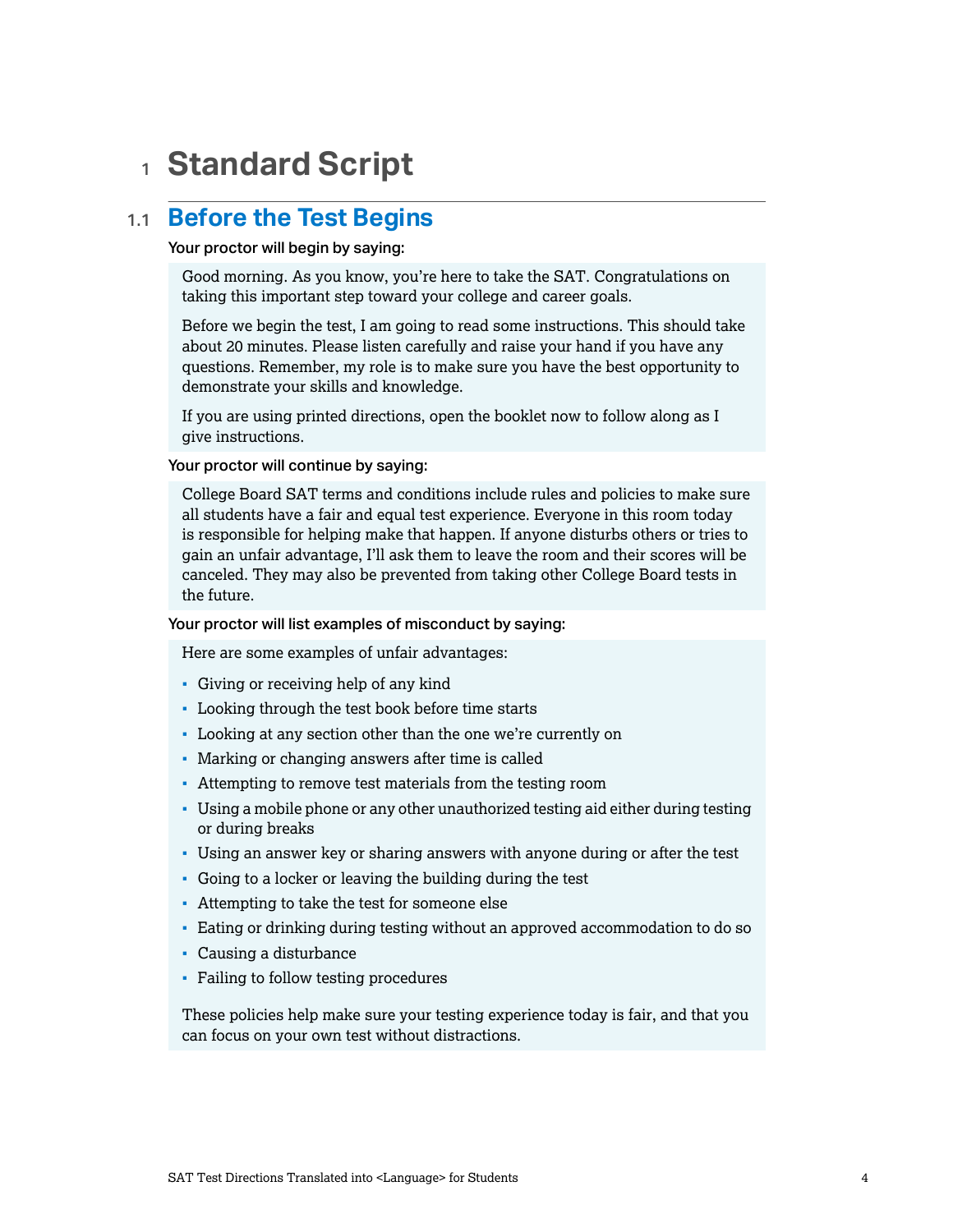# 1 Standard Script

## 1.1 Before the Test Begins

Your proctor will begin by saying:

> Good morning. As you know, you're here to take the SAT. Congratulations on taking this important step toward your college and career goals.
>
> Before we begin the test, I am going to read some instructions. This should take about 20 minutes. Please listen carefully and raise your hand if you have any questions. Remember, my role is to make sure you have the best opportunity to demonstrate your skills and knowledge.
>
> If you are using printed directions, open the booklet now to follow along as I give instructions.

Your proctor will continue by saying:

> College Board SAT terms and conditions include rules and policies to make sure all students have a fair and equal test experience. Everyone in this room today is responsible for helping make that happen. If anyone disturbs others or tries to gain an unfair advantage, I'll ask them to leave the room and their scores will be canceled. They may also be prevented from taking other College Board tests in the future.

Your proctor will list examples of misconduct by saying:

> Here are some examples of unfair advantages:
>
> - Giving or receiving help of any kind
> - Looking through the test book before time starts
> - Looking at any section other than the one we're currently on
> - Marking or changing answers after time is called
> - Attempting to remove test materials from the testing room
> - Using a mobile phone or any other unauthorized testing aid either during testing or during breaks
> - Using an answer key or sharing answers with anyone during or after the test
> - Going to a locker or leaving the building during the test
> - Attempting to take the test for someone else
> - Eating or drinking during testing without an approved accommodation to do so
> - Causing a disturbance
> - Failing to follow testing procedures
>
> These policies help make sure your testing experience today is fair, and that you can focus on your own test without distractions.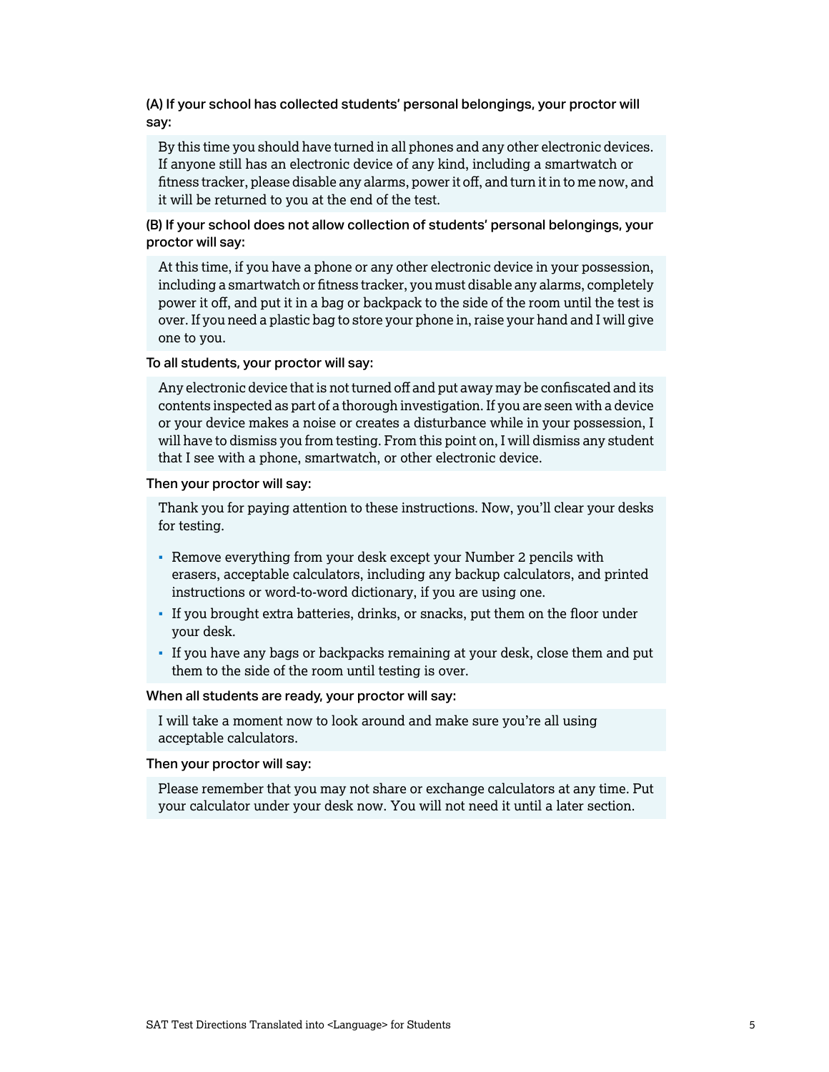**(A) If your school has collected students' personal belongings, your proctor will say:**

> By this time you should have turned in all phones and any other electronic devices. If anyone still has an electronic device of any kind, including a smartwatch or fitness tracker, please disable any alarms, power it off, and turn it in to me now, and it will be returned to you at the end of the test.

**(B) If your school does not allow collection of students' personal belongings, your proctor will say:**

> At this time, if you have a phone or any other electronic device in your possession, including a smartwatch or fitness tracker, you must disable any alarms, completely power it off, and put it in a bag or backpack to the side of the room until the test is over. If you need a plastic bag to store your phone in, raise your hand and I will give one to you.

**To all students, your proctor will say:**

> Any electronic device that is not turned off and put away may be confiscated and its contents inspected as part of a thorough investigation. If you are seen with a device or your device makes a noise or creates a disturbance while in your possession, I will have to dismiss you from testing. From this point on, I will dismiss any student that I see with a phone, smartwatch, or other electronic device.

**Then your proctor will say:**

> Thank you for paying attention to these instructions. Now, you'll clear your desks for testing.
>
> - Remove everything from your desk except your Number 2 pencils with erasers, acceptable calculators, including any backup calculators, and printed instructions or word-to-word dictionary, if you are using one.
> - If you brought extra batteries, drinks, or snacks, put them on the floor under your desk.
> - If you have any bags or backpacks remaining at your desk, close them and put them to the side of the room until testing is over.

**When all students are ready, your proctor will say:**

> I will take a moment now to look around and make sure you're all using acceptable calculators.

**Then your proctor will say:**

> Please remember that you may not share or exchange calculators at any time. Put your calculator under your desk now. You will not need it until a later section.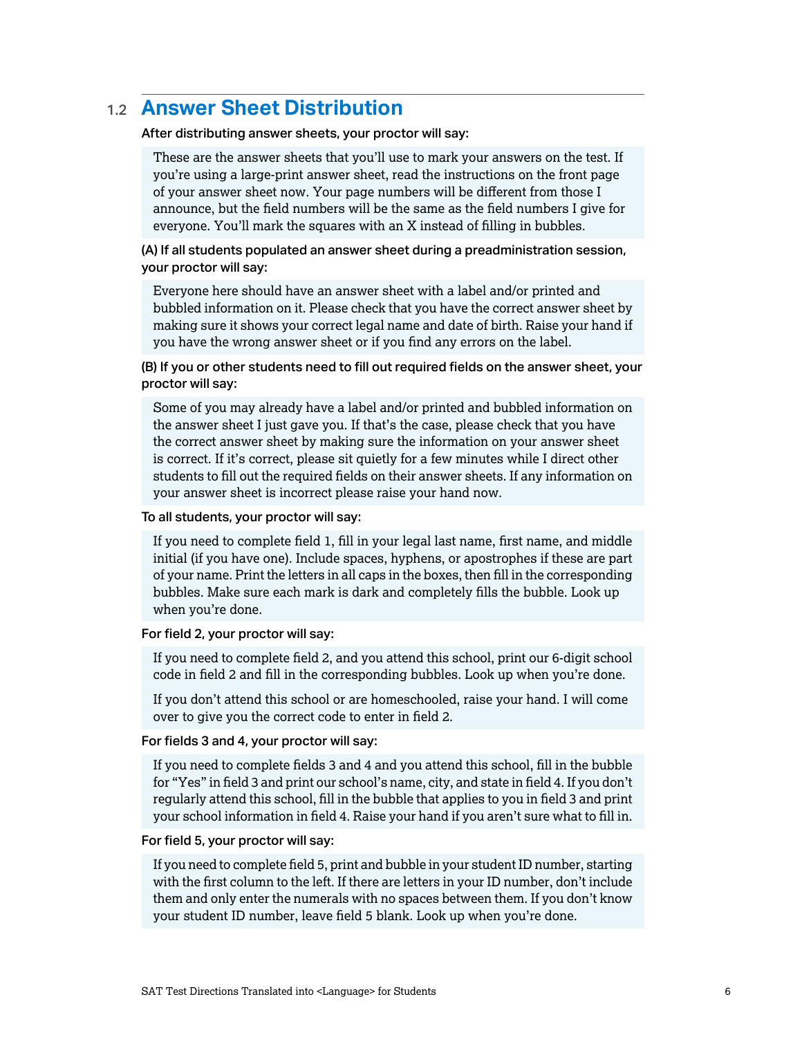## 1.2 Answer Sheet Distribution

**After distributing answer sheets, your proctor will say:**

> These are the answer sheets that you'll use to mark your answers on the test. If you're using a large-print answer sheet, read the instructions on the front page of your answer sheet now. Your page numbers will be different from those I announce, but the field numbers will be the same as the field numbers I give for everyone. You'll mark the squares with an X instead of filling in bubbles.

**(A) If all students populated an answer sheet during a preadministration session, your proctor will say:**

> Everyone here should have an answer sheet with a label and/or printed and bubbled information on it. Please check that you have the correct answer sheet by making sure it shows your correct legal name and date of birth. Raise your hand if you have the wrong answer sheet or if you find any errors on the label.

**(B) If you or other students need to fill out required fields on the answer sheet, your proctor will say:**

> Some of you may already have a label and/or printed and bubbled information on the answer sheet I just gave you. If that's the case, please check that you have the correct answer sheet by making sure the information on your answer sheet is correct. If it's correct, please sit quietly for a few minutes while I direct other students to fill out the required fields on their answer sheets. If any information on your answer sheet is incorrect please raise your hand now.

**To all students, your proctor will say:**

> If you need to complete field 1, fill in your legal last name, first name, and middle initial (if you have one). Include spaces, hyphens, or apostrophes if these are part of your name. Print the letters in all caps in the boxes, then fill in the corresponding bubbles. Make sure each mark is dark and completely fills the bubble. Look up when you're done.

**For field 2, your proctor will say:**

> If you need to complete field 2, and you attend this school, print our 6-digit school code in field 2 and fill in the corresponding bubbles. Look up when you're done.
>
> If you don't attend this school or are homeschooled, raise your hand. I will come over to give you the correct code to enter in field 2.

**For fields 3 and 4, your proctor will say:**

> If you need to complete fields 3 and 4 and you attend this school, fill in the bubble for "Yes" in field 3 and print our school's name, city, and state in field 4. If you don't regularly attend this school, fill in the bubble that applies to you in field 3 and print your school information in field 4. Raise your hand if you aren't sure what to fill in.

**For field 5, your proctor will say:**

> If you need to complete field 5, print and bubble in your student ID number, starting with the first column to the left. If there are letters in your ID number, don't include them and only enter the numerals with no spaces between them. If you don't know your student ID number, leave field 5 blank. Look up when you're done.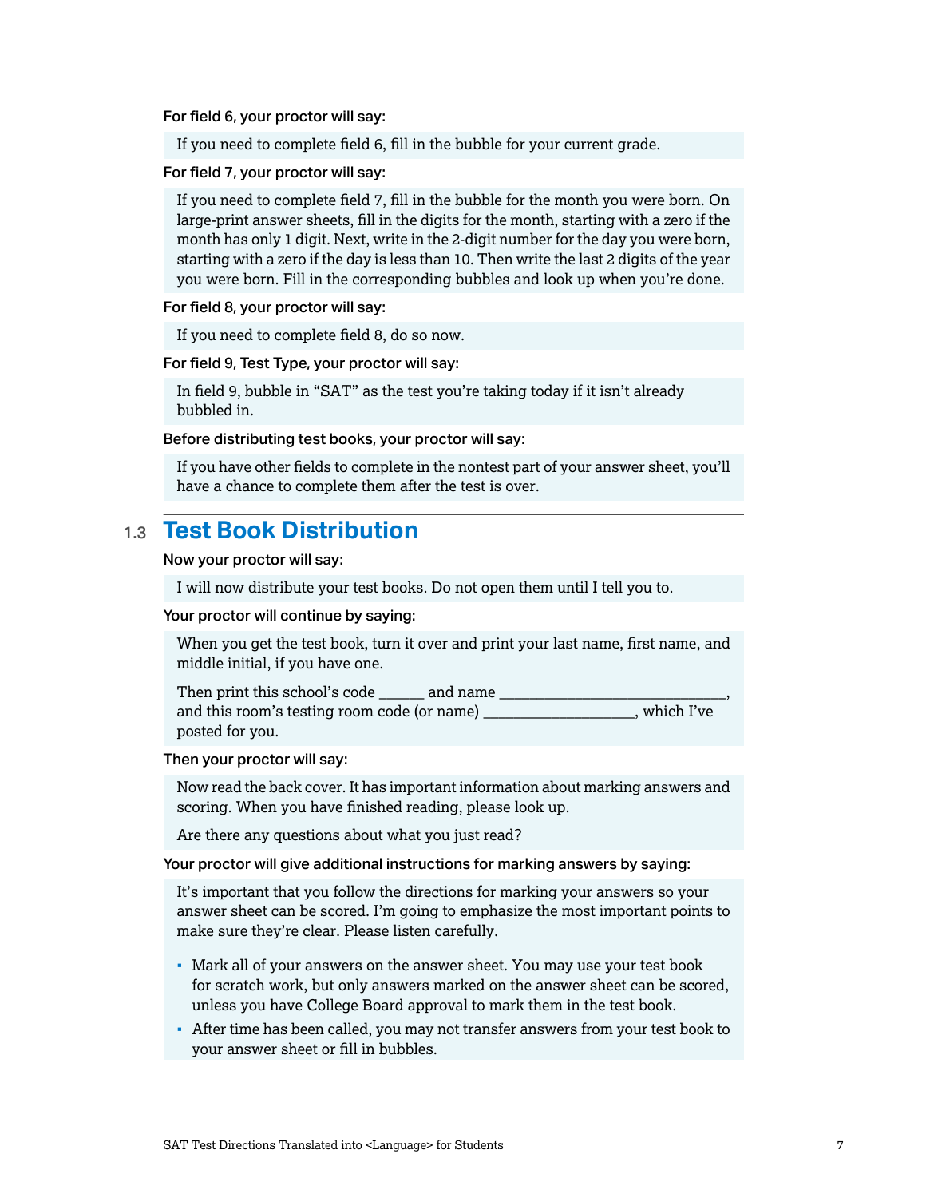**For field 6, your proctor will say:**

> If you need to complete field 6, fill in the bubble for your current grade.

**For field 7, your proctor will say:**

> If you need to complete field 7, fill in the bubble for the month you were born. On large-print answer sheets, fill in the digits for the month, starting with a zero if the month has only 1 digit. Next, write in the 2-digit number for the day you were born, starting with a zero if the day is less than 10. Then write the last 2 digits of the year you were born. Fill in the corresponding bubbles and look up when you're done.

**For field 8, your proctor will say:**

> If you need to complete field 8, do so now.

**For field 9, Test Type, your proctor will say:**

> In field 9, bubble in "SAT" as the test you're taking today if it isn't already bubbled in.

**Before distributing test books, your proctor will say:**

> If you have other fields to complete in the nontest part of your answer sheet, you'll have a chance to complete them after the test is over.

## 1.3 Test Book Distribution

**Now your proctor will say:**

> I will now distribute your test books. Do not open them until I tell you to.

**Your proctor will continue by saying:**

> When you get the test book, turn it over and print your last name, first name, and middle initial, if you have one.
>
> Then print this school's code ______ and name ____________________________, and this room's testing room code (or name) ___________________, which I've posted for you.

**Then your proctor will say:**

> Now read the back cover. It has important information about marking answers and scoring. When you have finished reading, please look up.
>
> Are there any questions about what you just read?

**Your proctor will give additional instructions for marking answers by saying:**

> It's important that you follow the directions for marking your answers so your answer sheet can be scored. I'm going to emphasize the most important points to make sure they're clear. Please listen carefully.
>
> - Mark all of your answers on the answer sheet. You may use your test book for scratch work, but only answers marked on the answer sheet can be scored, unless you have College Board approval to mark them in the test book.
> - After time has been called, you may not transfer answers from your test book to your answer sheet or fill in bubbles.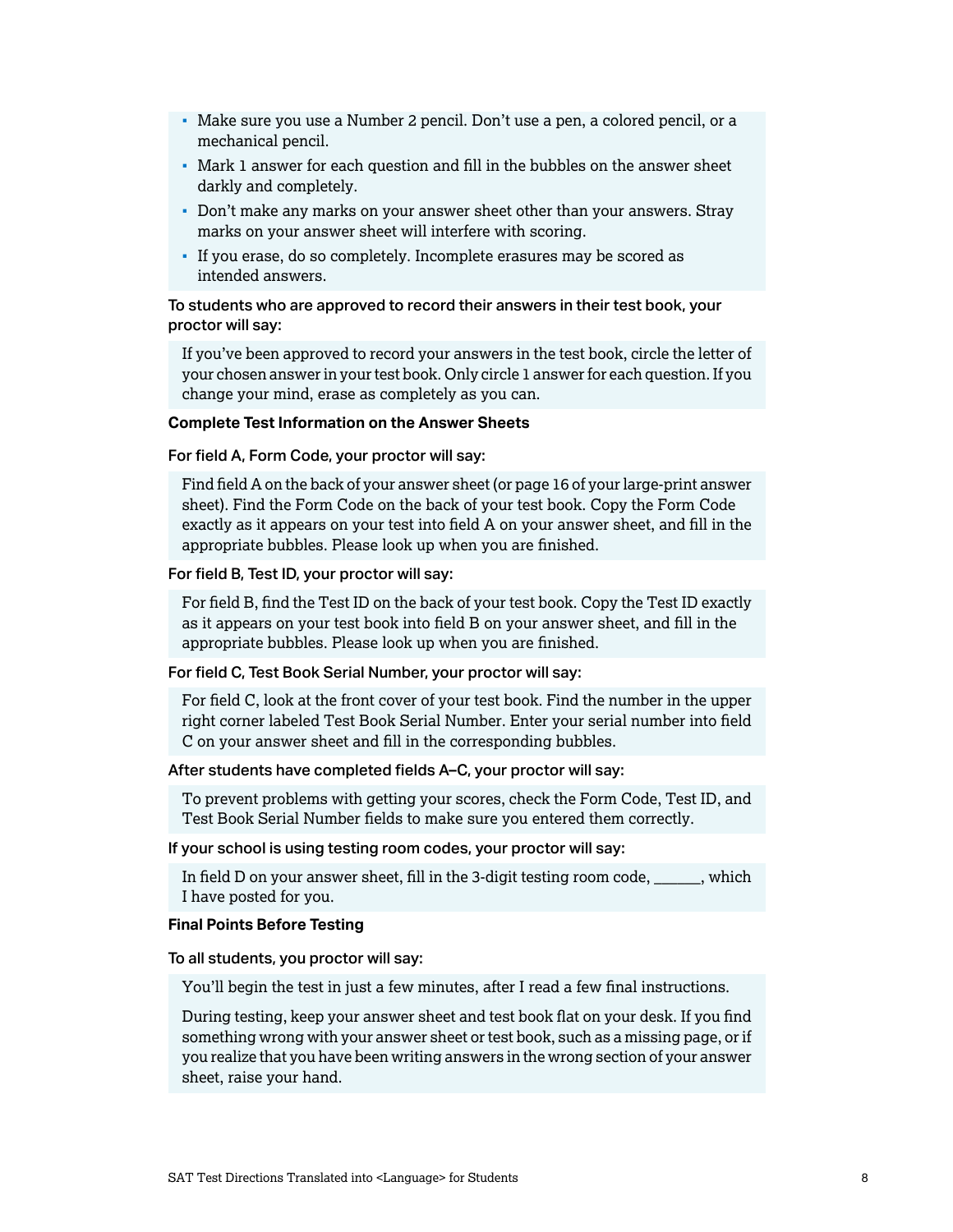- Make sure you use a Number 2 pencil. Don't use a pen, a colored pencil, or a mechanical pencil.
- Mark 1 answer for each question and fill in the bubbles on the answer sheet darkly and completely.
- Don't make any marks on your answer sheet other than your answers. Stray marks on your answer sheet will interfere with scoring.
- If you erase, do so completely. Incomplete erasures may be scored as intended answers.

**To students who are approved to record their answers in their test book, your proctor will say:**

> If you've been approved to record your answers in the test book, circle the letter of your chosen answer in your test book. Only circle 1 answer for each question. If you change your mind, erase as completely as you can.

**Complete Test Information on the Answer Sheets**

**For field A, Form Code, your proctor will say:**

> Find field A on the back of your answer sheet (or page 16 of your large-print answer sheet). Find the Form Code on the back of your test book. Copy the Form Code exactly as it appears on your test into field A on your answer sheet, and fill in the appropriate bubbles. Please look up when you are finished.

**For field B, Test ID, your proctor will say:**

> For field B, find the Test ID on the back of your test book. Copy the Test ID exactly as it appears on your test book into field B on your answer sheet, and fill in the appropriate bubbles. Please look up when you are finished.

**For field C, Test Book Serial Number, your proctor will say:**

> For field C, look at the front cover of your test book. Find the number in the upper right corner labeled Test Book Serial Number. Enter your serial number into field C on your answer sheet and fill in the corresponding bubbles.

**After students have completed fields A–C, your proctor will say:**

> To prevent problems with getting your scores, check the Form Code, Test ID, and Test Book Serial Number fields to make sure you entered them correctly.

**If your school is using testing room codes, your proctor will say:**

> In field D on your answer sheet, fill in the 3-digit testing room code, ______, which I have posted for you.

**Final Points Before Testing**

**To all students, you proctor will say:**

> You'll begin the test in just a few minutes, after I read a few final instructions.
>
> During testing, keep your answer sheet and test book flat on your desk. If you find something wrong with your answer sheet or test book, such as a missing page, or if you realize that you have been writing answers in the wrong section of your answer sheet, raise your hand.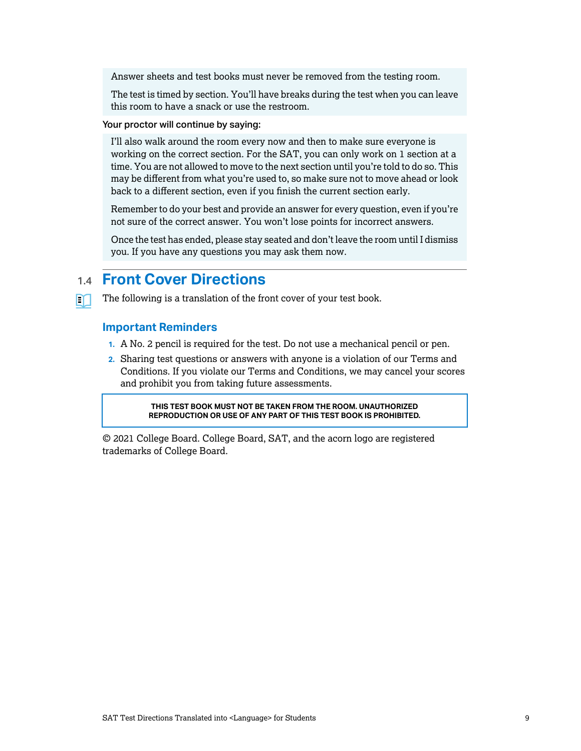Answer sheets and test books must never be removed from the testing room.

The test is timed by section. You'll have breaks during the test when you can leave this room to have a snack or use the restroom.

Your proctor will continue by saying:

I'll also walk around the room every now and then to make sure everyone is working on the correct section. For the SAT, you can only work on 1 section at a time. You are not allowed to move to the next section until you're told to do so. This may be different from what you're used to, so make sure not to move ahead or look back to a different section, even if you finish the current section early.

Remember to do your best and provide an answer for every question, even if you're not sure of the correct answer. You won't lose points for incorrect answers.

Once the test has ended, please stay seated and don't leave the room until I dismiss you. If you have any questions you may ask them now.

## 1.4 Front Cover Directions

The following is a translation of the front cover of your test book.

### Important Reminders

1. A No. 2 pencil is required for the test. Do not use a mechanical pencil or pen.
2. Sharing test questions or answers with anyone is a violation of our Terms and Conditions. If you violate our Terms and Conditions, we may cancel your scores and prohibit you from taking future assessments.

**THIS TEST BOOK MUST NOT BE TAKEN FROM THE ROOM. UNAUTHORIZED REPRODUCTION OR USE OF ANY PART OF THIS TEST BOOK IS PROHIBITED.**

© 2021 College Board. College Board, SAT, and the acorn logo are registered trademarks of College Board.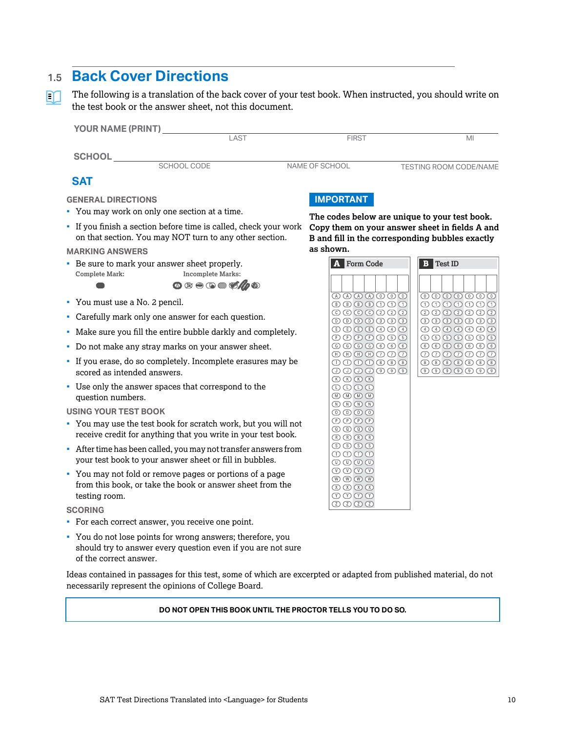## 1.5 Back Cover Directions

The following is a translation of the back cover of your test book. When instructed, you should write on the test book or the answer sheet, not this document.

YOUR NAME (PRINT) ______________________________
LAST FIRST MI

SCHOOL ______________________________
SCHOOL CODE NAME OF SCHOOL TESTING ROOM CODE/NAME

### SAT

#### GENERAL DIRECTIONS

- You may work on only one section at a time.
- If you finish a section before time is called, check your work on that section. You may NOT turn to any other section.

#### MARKING ANSWERS

- Be sure to mark your answer sheet properly.
  Complete Mark:
  Incomplete Marks:
- You must use a No. 2 pencil.
- Carefully mark only one answer for each question.
- Make sure you fill the entire bubble darkly and completely.
- Do not make any stray marks on your answer sheet.
- If you erase, do so completely. Incomplete erasures may be scored as intended answers.
- Use only the answer spaces that correspond to the question numbers.

#### USING YOUR TEST BOOK

- You may use the test book for scratch work, but you will not receive credit for anything that you write in your test book.
- After time has been called, you may not transfer answers from your test book to your answer sheet or fill in bubbles.
- You may not fold or remove pages or portions of a page from this book, or take the book or answer sheet from the testing room.

#### SCORING

- For each correct answer, you receive one point.
- You do not lose points for wrong answers; therefore, you should try to answer every question even if you are not sure of the correct answer.

#### IMPORTANT

**The codes below are unique to your test book. Copy them on your answer sheet in fields A and B and fill in the corresponding bubbles exactly as shown.**

**A** Form Code

**B** Test ID

Ideas contained in passages for this test, some of which are excerpted or adapted from published material, do not necessarily represent the opinions of College Board.

**DO NOT OPEN THIS BOOK UNTIL THE PROCTOR TELLS YOU TO DO SO.**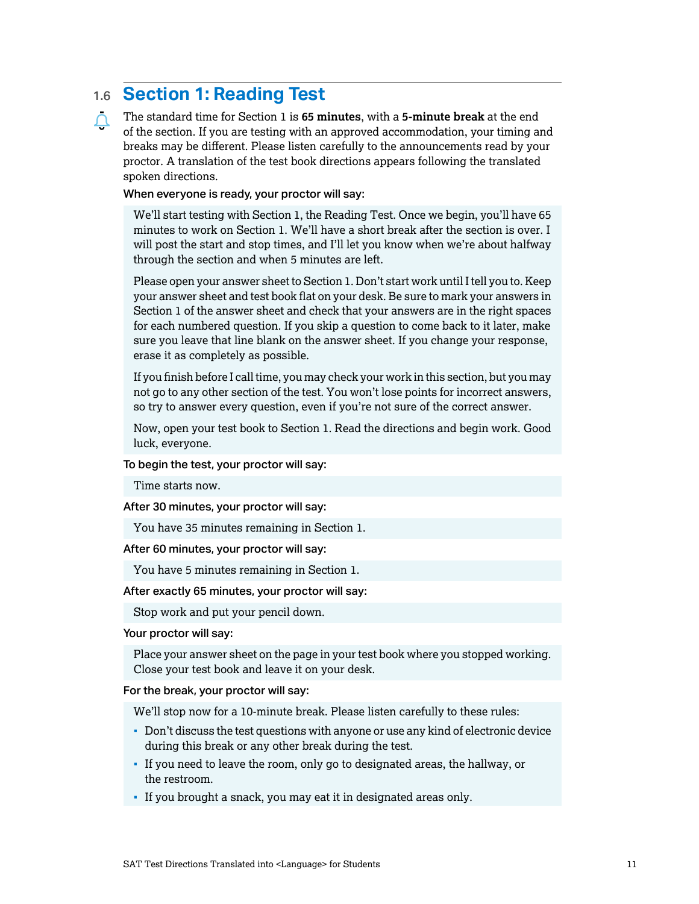## 1.6 Section 1: Reading Test

The standard time for Section 1 is **65 minutes**, with a **5-minute break** at the end of the section. If you are testing with an approved accommodation, your timing and breaks may be different. Please listen carefully to the announcements read by your proctor. A translation of the test book directions appears following the translated spoken directions.

**When everyone is ready, your proctor will say:**

> We'll start testing with Section 1, the Reading Test. Once we begin, you'll have 65 minutes to work on Section 1. We'll have a short break after the section is over. I will post the start and stop times, and I'll let you know when we're about halfway through the section and when 5 minutes are left.
>
> Please open your answer sheet to Section 1. Don't start work until I tell you to. Keep your answer sheet and test book flat on your desk. Be sure to mark your answers in Section 1 of the answer sheet and check that your answers are in the right spaces for each numbered question. If you skip a question to come back to it later, make sure you leave that line blank on the answer sheet. If you change your response, erase it as completely as possible.
>
> If you finish before I call time, you may check your work in this section, but you may not go to any other section of the test. You won't lose points for incorrect answers, so try to answer every question, even if you're not sure of the correct answer.
>
> Now, open your test book to Section 1. Read the directions and begin work. Good luck, everyone.

**To begin the test, your proctor will say:**

> Time starts now.

**After 30 minutes, your proctor will say:**

> You have 35 minutes remaining in Section 1.

**After 60 minutes, your proctor will say:**

> You have 5 minutes remaining in Section 1.

**After exactly 65 minutes, your proctor will say:**

> Stop work and put your pencil down.

**Your proctor will say:**

> Place your answer sheet on the page in your test book where you stopped working. Close your test book and leave it on your desk.

**For the break, your proctor will say:**

> We'll stop now for a 10-minute break. Please listen carefully to these rules:
>
> - Don't discuss the test questions with anyone or use any kind of electronic device during this break or any other break during the test.
> - If you need to leave the room, only go to designated areas, the hallway, or the restroom.
> - If you brought a snack, you may eat it in designated areas only.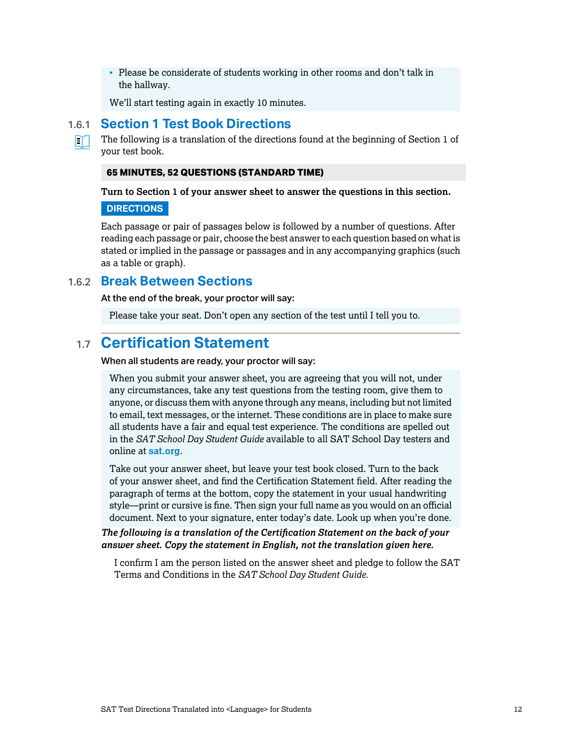- Please be considerate of students working in other rooms and don't talk in the hallway.

We'll start testing again in exactly 10 minutes.

### 1.6.1 Section 1 Test Book Directions

The following is a translation of the directions found at the beginning of Section 1 of your test book.

**65 MINUTES, 52 QUESTIONS (STANDARD TIME)**

**Turn to Section 1 of your answer sheet to answer the questions in this section.**

**DIRECTIONS**

Each passage or pair of passages below is followed by a number of questions. After reading each passage or pair, choose the best answer to each question based on what is stated or implied in the passage or passages and in any accompanying graphics (such as a table or graph).

### 1.6.2 Break Between Sections

At the end of the break, your proctor will say:

Please take your seat. Don't open any section of the test until I tell you to.

## 1.7 Certification Statement

When all students are ready, your proctor will say:

When you submit your answer sheet, you are agreeing that you will not, under any circumstances, take any test questions from the testing room, give them to anyone, or discuss them with anyone through any means, including but not limited to email, text messages, or the internet. These conditions are in place to make sure all students have a fair and equal test experience. The conditions are spelled out in the *SAT School Day Student Guide* available to all SAT School Day testers and online at sat.org.

Take out your answer sheet, but leave your test book closed. Turn to the back of your answer sheet, and find the Certification Statement field. After reading the paragraph of terms at the bottom, copy the statement in your usual handwriting style—print or cursive is fine. Then sign your full name as you would on an official document. Next to your signature, enter today's date. Look up when you're done.

***The following is a translation of the Certification Statement on the back of your answer sheet. Copy the statement in English, not the translation given here.***

I confirm I am the person listed on the answer sheet and pledge to follow the SAT Terms and Conditions in the *SAT School Day Student Guide*.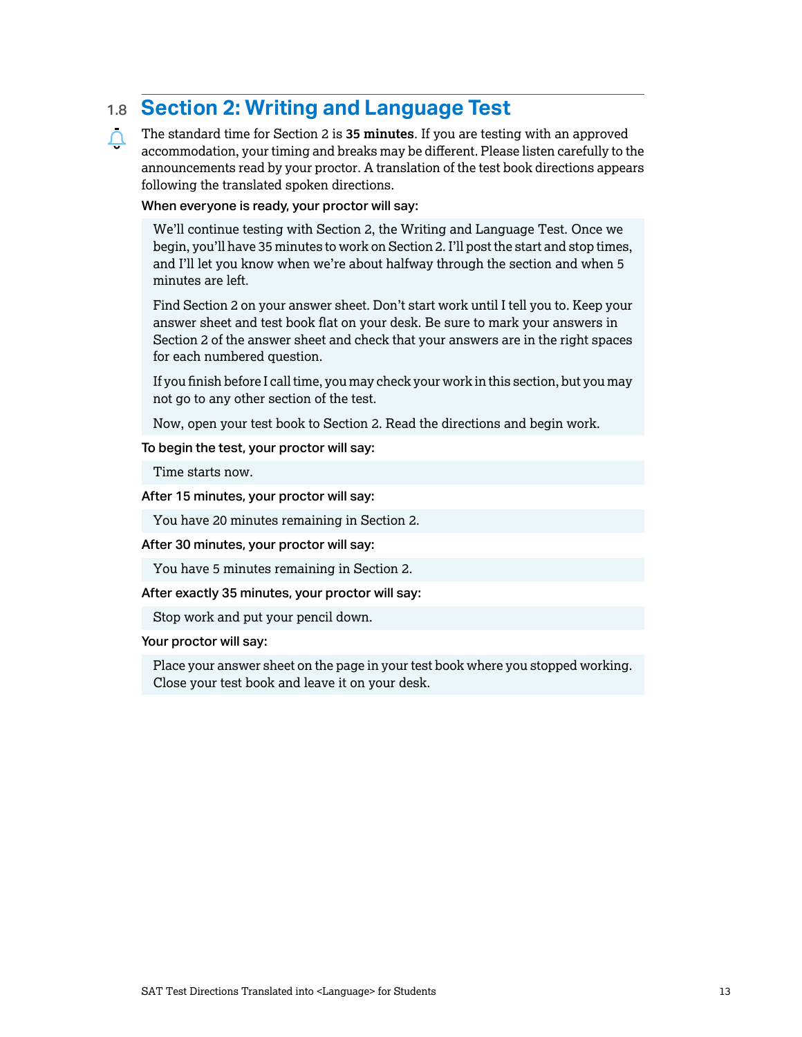## 1.8 Section 2: Writing and Language Test

The standard time for Section 2 is **35 minutes**. If you are testing with an approved accommodation, your timing and breaks may be different. Please listen carefully to the announcements read by your proctor. A translation of the test book directions appears following the translated spoken directions.

**When everyone is ready, your proctor will say:**

> We'll continue testing with Section 2, the Writing and Language Test. Once we begin, you'll have 35 minutes to work on Section 2. I'll post the start and stop times, and I'll let you know when we're about halfway through the section and when 5 minutes are left.
>
> Find Section 2 on your answer sheet. Don't start work until I tell you to. Keep your answer sheet and test book flat on your desk. Be sure to mark your answers in Section 2 of the answer sheet and check that your answers are in the right spaces for each numbered question.
>
> If you finish before I call time, you may check your work in this section, but you may not go to any other section of the test.
>
> Now, open your test book to Section 2. Read the directions and begin work.

**To begin the test, your proctor will say:**

> Time starts now.

**After 15 minutes, your proctor will say:**

> You have 20 minutes remaining in Section 2.

**After 30 minutes, your proctor will say:**

> You have 5 minutes remaining in Section 2.

**After exactly 35 minutes, your proctor will say:**

> Stop work and put your pencil down.

**Your proctor will say:**

> Place your answer sheet on the page in your test book where you stopped working. Close your test book and leave it on your desk.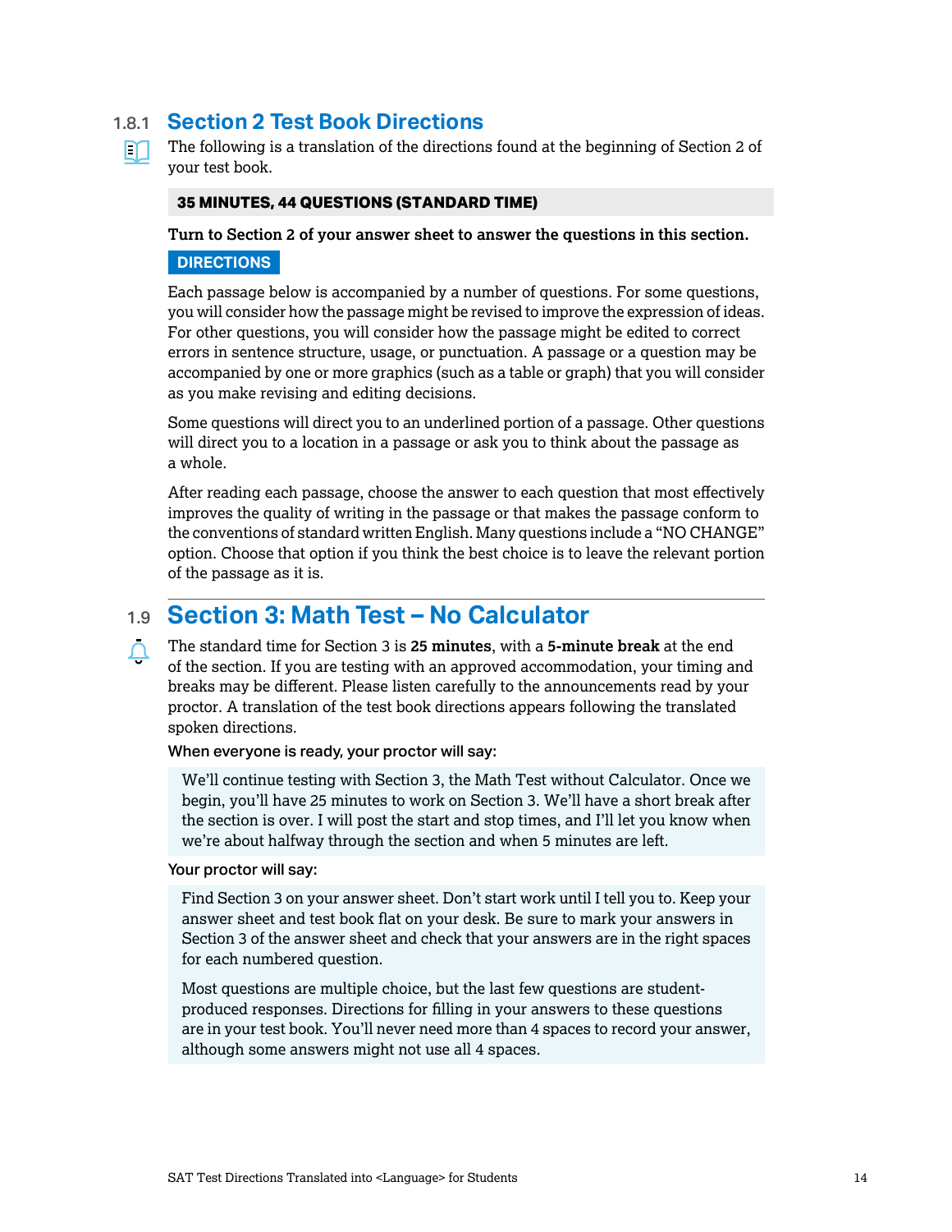### 1.8.1 Section 2 Test Book Directions

The following is a translation of the directions found at the beginning of Section 2 of your test book.

**35 MINUTES, 44 QUESTIONS (STANDARD TIME)**

**Turn to Section 2 of your answer sheet to answer the questions in this section.**

**DIRECTIONS**

Each passage below is accompanied by a number of questions. For some questions, you will consider how the passage might be revised to improve the expression of ideas. For other questions, you will consider how the passage might be edited to correct errors in sentence structure, usage, or punctuation. A passage or a question may be accompanied by one or more graphics (such as a table or graph) that you will consider as you make revising and editing decisions.

Some questions will direct you to an underlined portion of a passage. Other questions will direct you to a location in a passage or ask you to think about the passage as a whole.

After reading each passage, choose the answer to each question that most effectively improves the quality of writing in the passage or that makes the passage conform to the conventions of standard written English. Many questions include a "NO CHANGE" option. Choose that option if you think the best choice is to leave the relevant portion of the passage as it is.

## 1.9 Section 3: Math Test – No Calculator

The standard time for Section 3 is **25 minutes**, with a **5-minute break** at the end of the section. If you are testing with an approved accommodation, your timing and breaks may be different. Please listen carefully to the announcements read by your proctor. A translation of the test book directions appears following the translated spoken directions.

When everyone is ready, your proctor will say:

> We'll continue testing with Section 3, the Math Test without Calculator. Once we begin, you'll have 25 minutes to work on Section 3. We'll have a short break after the section is over. I will post the start and stop times, and I'll let you know when we're about halfway through the section and when 5 minutes are left.

Your proctor will say:

> Find Section 3 on your answer sheet. Don't start work until I tell you to. Keep your answer sheet and test book flat on your desk. Be sure to mark your answers in Section 3 of the answer sheet and check that your answers are in the right spaces for each numbered question.
>
> Most questions are multiple choice, but the last few questions are student-produced responses. Directions for filling in your answers to these questions are in your test book. You'll never need more than 4 spaces to record your answer, although some answers might not use all 4 spaces.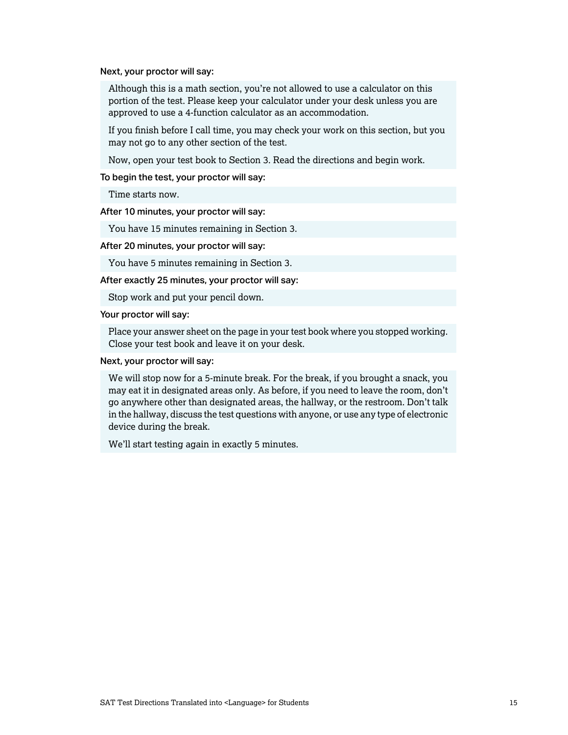**Next, your proctor will say:**

> Although this is a math section, you're not allowed to use a calculator on this portion of the test. Please keep your calculator under your desk unless you are approved to use a 4-function calculator as an accommodation.
>
> If you finish before I call time, you may check your work on this section, but you may not go to any other section of the test.
>
> Now, open your test book to Section 3. Read the directions and begin work.

**To begin the test, your proctor will say:**

> Time starts now.

**After 10 minutes, your proctor will say:**

> You have 15 minutes remaining in Section 3.

**After 20 minutes, your proctor will say:**

> You have 5 minutes remaining in Section 3.

**After exactly 25 minutes, your proctor will say:**

> Stop work and put your pencil down.

**Your proctor will say:**

> Place your answer sheet on the page in your test book where you stopped working. Close your test book and leave it on your desk.

**Next, your proctor will say:**

> We will stop now for a 5-minute break. For the break, if you brought a snack, you may eat it in designated areas only. As before, if you need to leave the room, don't go anywhere other than designated areas, the hallway, or the restroom. Don't talk in the hallway, discuss the test questions with anyone, or use any type of electronic device during the break.
>
> We'll start testing again in exactly 5 minutes.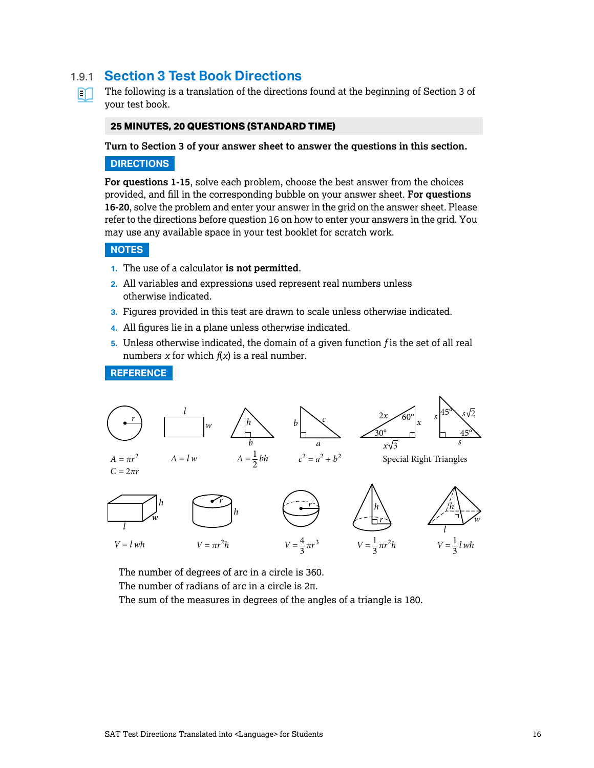## 1.9.1 Section 3 Test Book Directions

The following is a translation of the directions found at the beginning of Section 3 of your test book.

**25 MINUTES, 20 QUESTIONS (STANDARD TIME)**

**Turn to Section 3 of your answer sheet to answer the questions in this section.**

**DIRECTIONS**

**For questions 1-15**, solve each problem, choose the best answer from the choices provided, and fill in the corresponding bubble on your answer sheet. **For questions 16-20**, solve the problem and enter your answer in the grid on the answer sheet. Please refer to the directions before question 16 on how to enter your answers in the grid. You may use any available space in your test booklet for scratch work.

**NOTES**

1. The use of a calculator **is not permitted**.
2. All variables and expressions used represent real numbers unless otherwise indicated.
3. Figures provided in this test are drawn to scale unless otherwise indicated.
4. All figures lie in a plane unless otherwise indicated.
5. Unless otherwise indicated, the domain of a given function $f$ is the set of all real numbers $x$ for which $f(x)$ is a real number.

**REFERENCE**

$A = \pi r^2$
$C = 2\pi r$

$A = lw$

$A = \frac{1}{2}bh$

$c^2 = a^2 + b^2$

Special Right Triangles: $2x$, $x$, $x\sqrt{3}$ (30°, 60°); $s$, $s$, $s\sqrt{2}$ (45°, 45°)

$V = lwh$

$V = \pi r^2 h$

$V = \frac{4}{3}\pi r^3$

$V = \frac{1}{3}\pi r^2 h$

$V = \frac{1}{3}lwh$

The number of degrees of arc in a circle is 360.
The number of radians of arc in a circle is $2\pi$.
The sum of the measures in degrees of the angles of a triangle is 180.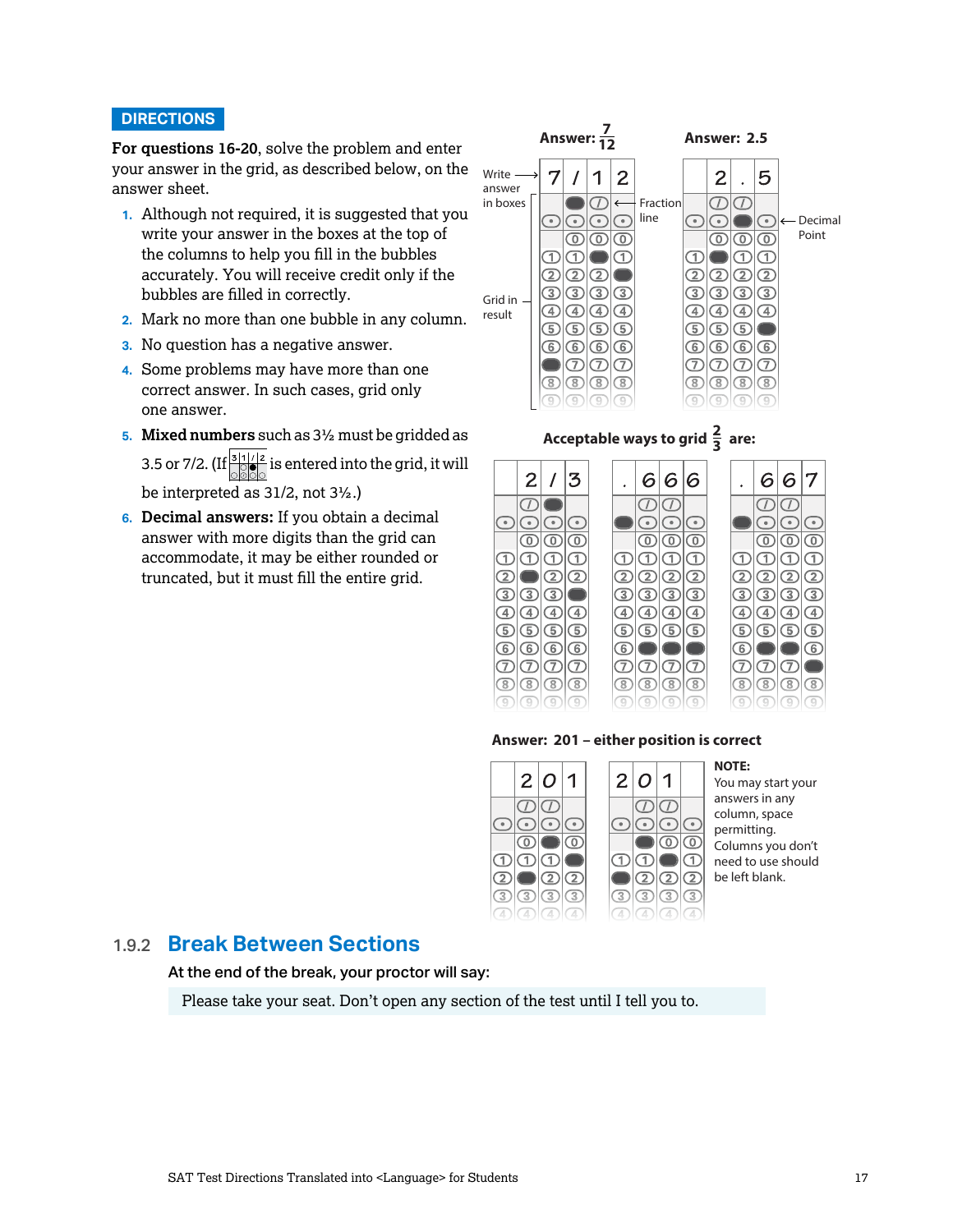**DIRECTIONS**

**For questions 16-20**, solve the problem and enter your answer in the grid, as described below, on the answer sheet.

1. Although not required, it is suggested that you write your answer in the boxes at the top of the columns to help you fill in the bubbles accurately. You will receive credit only if the bubbles are filled in correctly.
2. Mark no more than one bubble in any column.
3. No question has a negative answer.
4. Some problems may have more than one correct answer. In such cases, grid only one answer.
5. **Mixed numbers** such as 3½ must be gridded as 3.5 or 7/2. (If 3 1 / 2 is entered into the grid, it will be interpreted as 31/2, not 3½.)
6. **Decimal answers:** If you obtain a decimal answer with more digits than the grid can accommodate, it may be either rounded or truncated, but it must fill the entire grid.

**Answer:** $\frac{7}{12}$ — Write answer in boxes: 7 / 1 2 — Fraction line — Grid in result

**Answer: 2.5** — 2 . 5 — Decimal Point

**Acceptable ways to grid** $\frac{2}{3}$ **are:** 2/3, .666, .667

**Answer: 201 – either position is correct**

**NOTE:** You may start your answers in any column, space permitting. Columns you don't need to use should be left blank.

## 1.9.2 Break Between Sections

At the end of the break, your proctor will say:

Please take your seat. Don't open any section of the test until I tell you to.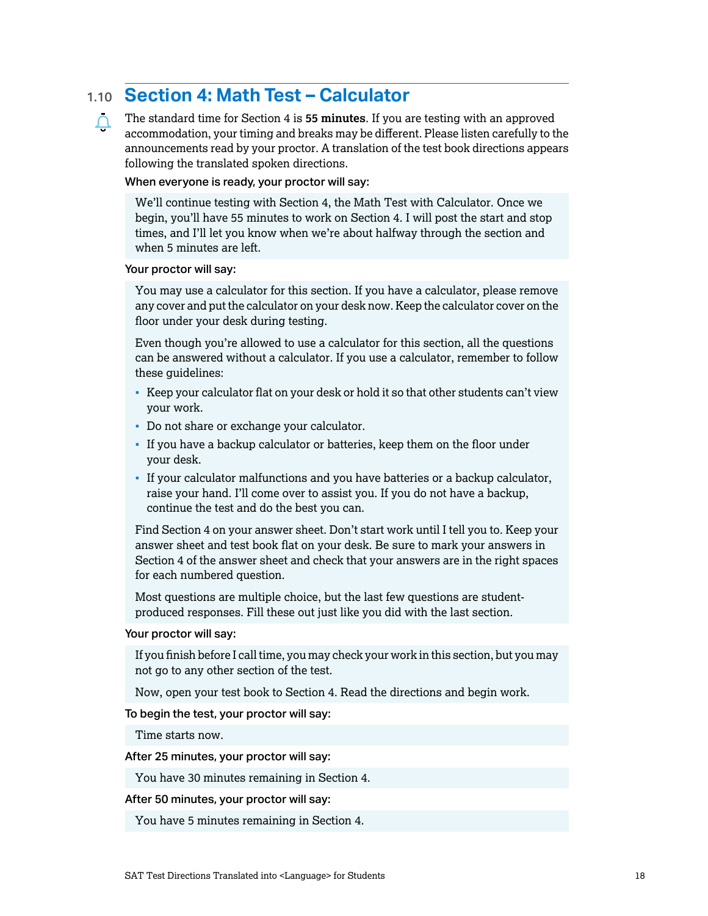## 1.10 Section 4: Math Test – Calculator

The standard time for Section 4 is **55 minutes**. If you are testing with an approved accommodation, your timing and breaks may be different. Please listen carefully to the announcements read by your proctor. A translation of the test book directions appears following the translated spoken directions.

When everyone is ready, your proctor will say:

> We'll continue testing with Section 4, the Math Test with Calculator. Once we begin, you'll have 55 minutes to work on Section 4. I will post the start and stop times, and I'll let you know when we're about halfway through the section and when 5 minutes are left.

Your proctor will say:

> You may use a calculator for this section. If you have a calculator, please remove any cover and put the calculator on your desk now. Keep the calculator cover on the floor under your desk during testing.
>
> Even though you're allowed to use a calculator for this section, all the questions can be answered without a calculator. If you use a calculator, remember to follow these guidelines:
>
> - Keep your calculator flat on your desk or hold it so that other students can't view your work.
> - Do not share or exchange your calculator.
> - If you have a backup calculator or batteries, keep them on the floor under your desk.
> - If your calculator malfunctions and you have batteries or a backup calculator, raise your hand. I'll come over to assist you. If you do not have a backup, continue the test and do the best you can.
>
> Find Section 4 on your answer sheet. Don't start work until I tell you to. Keep your answer sheet and test book flat on your desk. Be sure to mark your answers in Section 4 of the answer sheet and check that your answers are in the right spaces for each numbered question.
>
> Most questions are multiple choice, but the last few questions are student-produced responses. Fill these out just like you did with the last section.

Your proctor will say:

> If you finish before I call time, you may check your work in this section, but you may not go to any other section of the test.
>
> Now, open your test book to Section 4. Read the directions and begin work.

To begin the test, your proctor will say:

> Time starts now.

After 25 minutes, your proctor will say:

> You have 30 minutes remaining in Section 4.

After 50 minutes, your proctor will say:

> You have 5 minutes remaining in Section 4.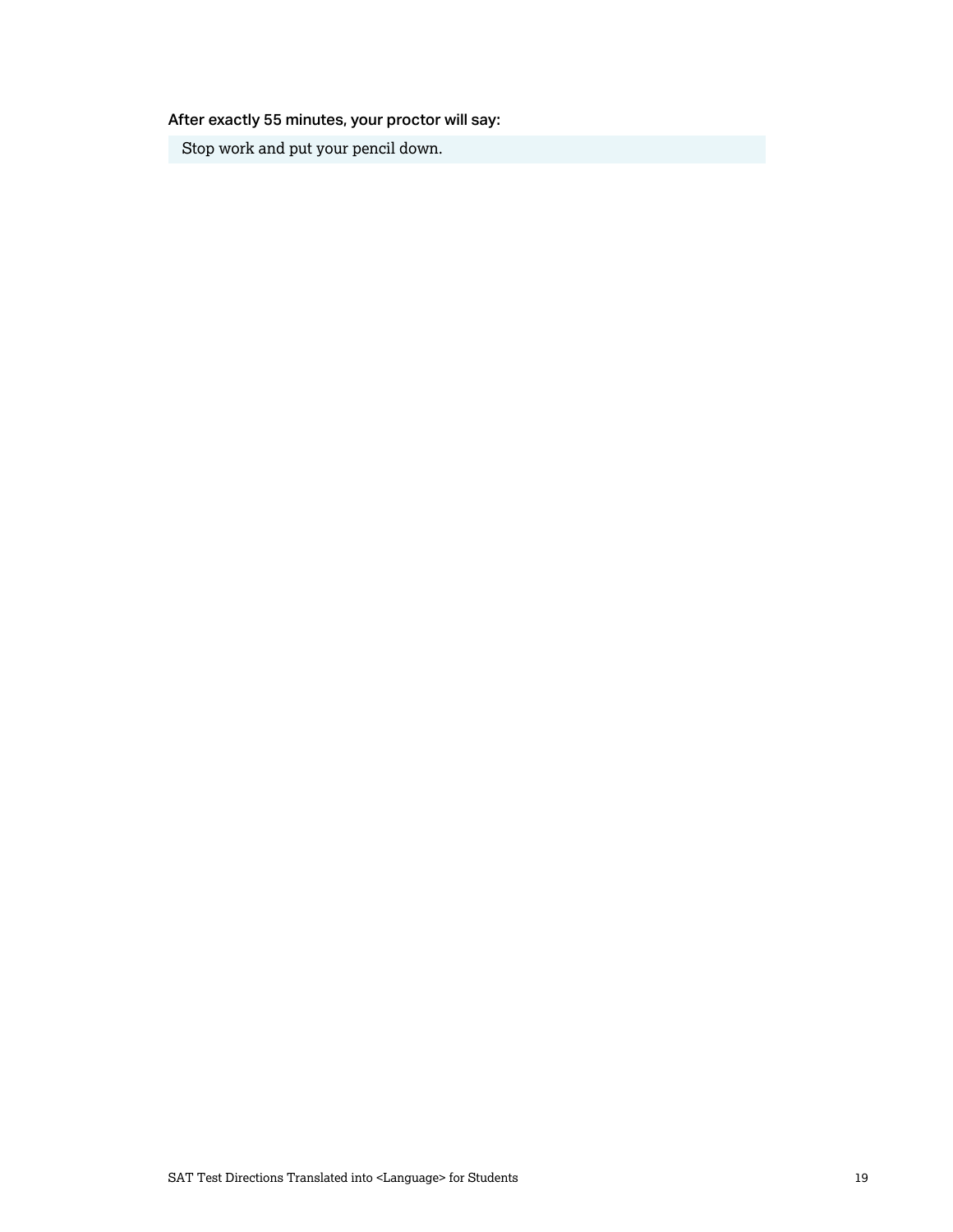**After exactly 55 minutes, your proctor will say:**

> Stop work and put your pencil down.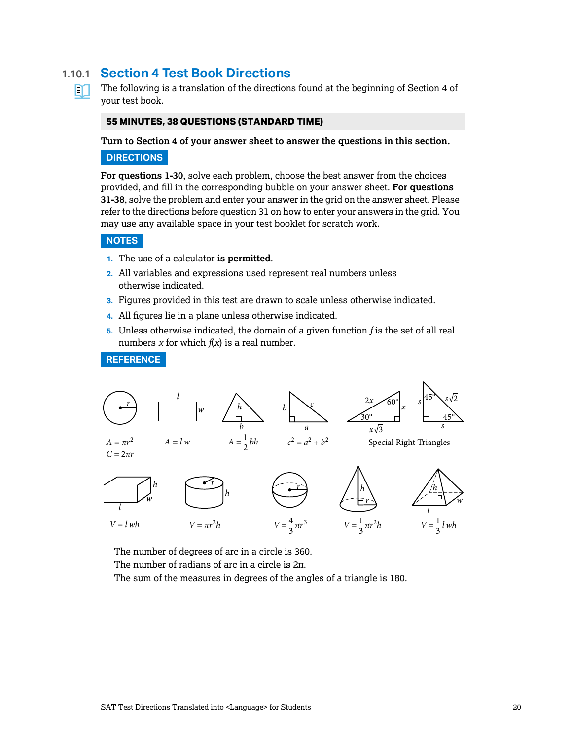## 1.10.1 Section 4 Test Book Directions

The following is a translation of the directions found at the beginning of Section 4 of your test book.

**55 MINUTES, 38 QUESTIONS (STANDARD TIME)**

**Turn to Section 4 of your answer sheet to answer the questions in this section.**

**DIRECTIONS**

**For questions 1-30**, solve each problem, choose the best answer from the choices provided, and fill in the corresponding bubble on your answer sheet. **For questions 31-38**, solve the problem and enter your answer in the grid on the answer sheet. Please refer to the directions before question 31 on how to enter your answers in the grid. You may use any available space in your test booklet for scratch work.

**NOTES**

1. The use of a calculator **is permitted**.
2. All variables and expressions used represent real numbers unless otherwise indicated.
3. Figures provided in this test are drawn to scale unless otherwise indicated.
4. All figures lie in a plane unless otherwise indicated.
5. Unless otherwise indicated, the domain of a given function $f$ is the set of all real numbers $x$ for which $f(x)$ is a real number.

**REFERENCE**

$A = \pi r^2$
$C = 2\pi r$

$A = lw$

$A = \frac{1}{2}bh$

$c^2 = a^2 + b^2$

Special Right Triangles: $x$, $2x$, $x\sqrt{3}$ (30°, 60°); $s$, $s$, $s\sqrt{2}$ (45°, 45°)

$V = lwh$

$V = \pi r^2 h$

$V = \frac{4}{3}\pi r^3$

$V = \frac{1}{3}\pi r^2 h$

$V = \frac{1}{3}lwh$

The number of degrees of arc in a circle is 360.
The number of radians of arc in a circle is $2\pi$.
The sum of the measures in degrees of the angles of a triangle is 180.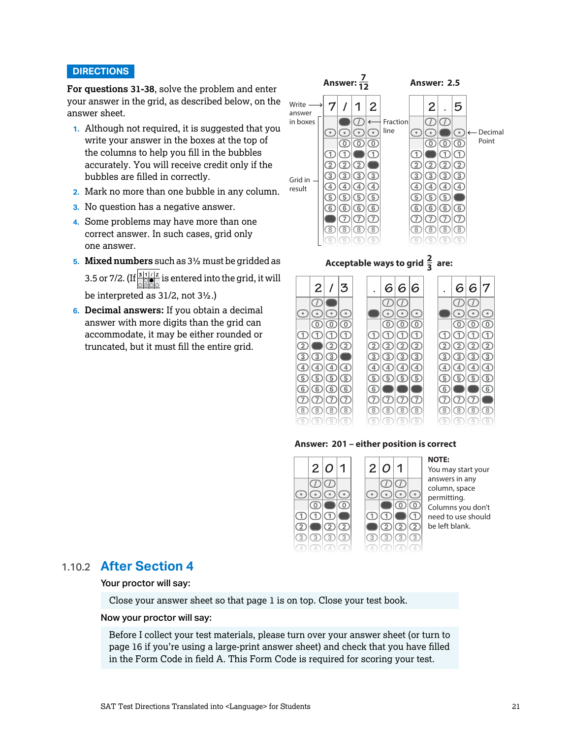**DIRECTIONS**

**For questions 31-38**, solve the problem and enter your answer in the grid, as described below, on the answer sheet.

1. Although not required, it is suggested that you write your answer in the boxes at the top of the columns to help you fill in the bubbles accurately. You will receive credit only if the bubbles are filled in correctly.
2. Mark no more than one bubble in any column.
3. No question has a negative answer.
4. Some problems may have more than one correct answer. In such cases, grid only one answer.
5. **Mixed numbers** such as 3½ must be gridded as 3.5 or 7/2. (If 3 1 / 2 is entered into the grid, it will be interpreted as 31/2, not 3½.)
6. **Decimal answers:** If you obtain a decimal answer with more digits than the grid can accommodate, it may be either rounded or truncated, but it must fill the entire grid.

**Answer:** $\frac{7}{12}$ — Write answer in boxes: 7 / 1 2 — Fraction line — Grid in result

**Answer: 2.5** — 2 . 5 — Decimal Point

**Acceptable ways to grid** $\frac{2}{3}$ **are:** 2 / 3 — .666 — .667

**Answer: 201 – either position is correct**

**NOTE:** You may start your answers in any column, space permitting. Columns you don't need to use should be left blank.

## 1.10.2 After Section 4

Your proctor will say:

> Close your answer sheet so that page 1 is on top. Close your test book.

Now your proctor will say:

> Before I collect your test materials, please turn over your answer sheet (or turn to page 16 if you're using a large-print answer sheet) and check that you have filled in the Form Code in field A. This Form Code is required for scoring your test.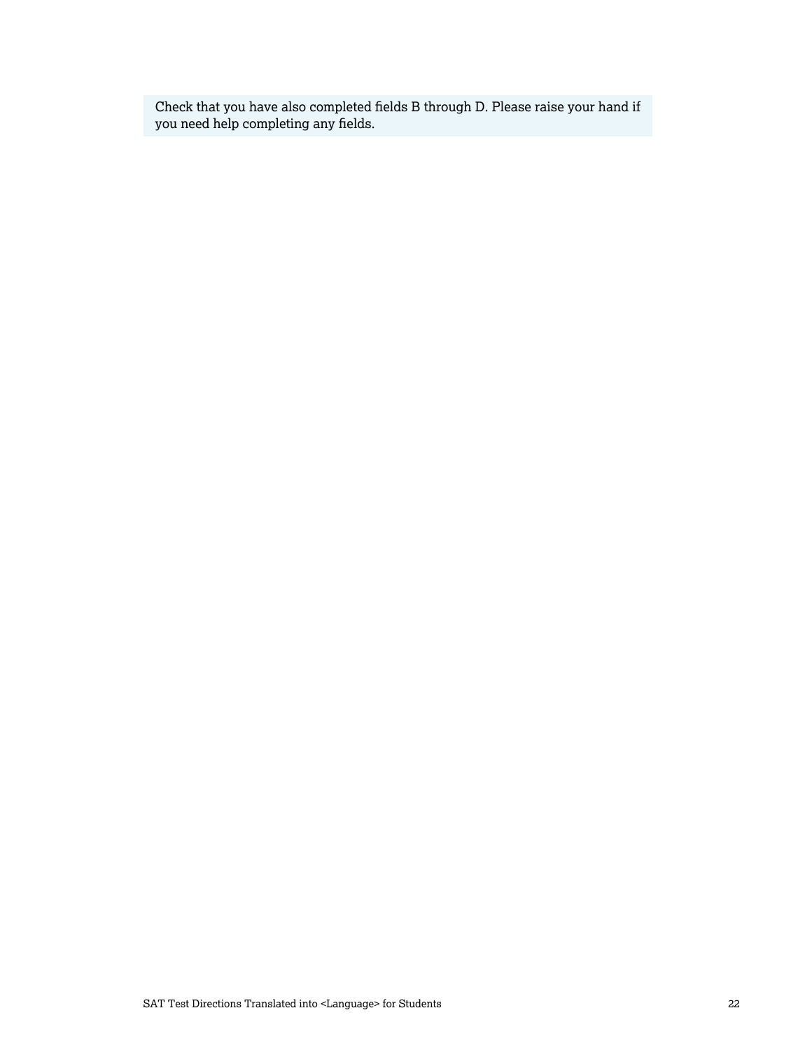Check that you have also completed fields B through D. Please raise your hand if you need help completing any fields.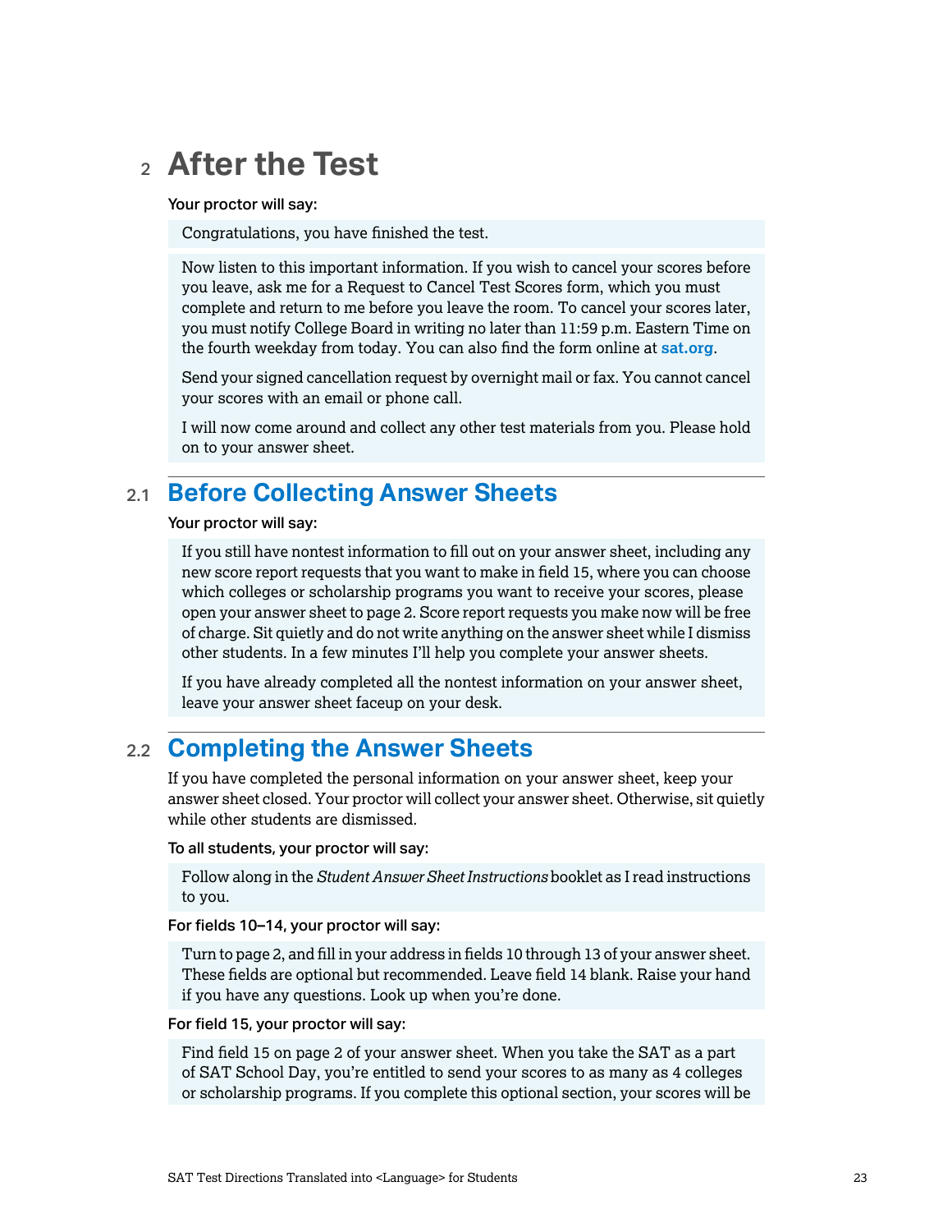# 2 After the Test

**Your proctor will say:**

> Congratulations, you have finished the test.

> Now listen to this important information. If you wish to cancel your scores before you leave, ask me for a Request to Cancel Test Scores form, which you must complete and return to me before you leave the room. To cancel your scores later, you must notify College Board in writing no later than 11:59 p.m. Eastern Time on the fourth weekday from today. You can also find the form online at **sat.org**.
>
> Send your signed cancellation request by overnight mail or fax. You cannot cancel your scores with an email or phone call.
>
> I will now come around and collect any other test materials from you. Please hold on to your answer sheet.

## 2.1 Before Collecting Answer Sheets

**Your proctor will say:**

> If you still have nontest information to fill out on your answer sheet, including any new score report requests that you want to make in field 15, where you can choose which colleges or scholarship programs you want to receive your scores, please open your answer sheet to page 2. Score report requests you make now will be free of charge. Sit quietly and do not write anything on the answer sheet while I dismiss other students. In a few minutes I'll help you complete your answer sheets.
>
> If you have already completed all the nontest information on your answer sheet, leave your answer sheet faceup on your desk.

## 2.2 Completing the Answer Sheets

If you have completed the personal information on your answer sheet, keep your answer sheet closed. Your proctor will collect your answer sheet. Otherwise, sit quietly while other students are dismissed.

**To all students, your proctor will say:**

> Follow along in the *Student Answer Sheet Instructions* booklet as I read instructions to you.

**For fields 10–14, your proctor will say:**

> Turn to page 2, and fill in your address in fields 10 through 13 of your answer sheet. These fields are optional but recommended. Leave field 14 blank. Raise your hand if you have any questions. Look up when you're done.

**For field 15, your proctor will say:**

> Find field 15 on page 2 of your answer sheet. When you take the SAT as a part of SAT School Day, you're entitled to send your scores to as many as 4 colleges or scholarship programs. If you complete this optional section, your scores will be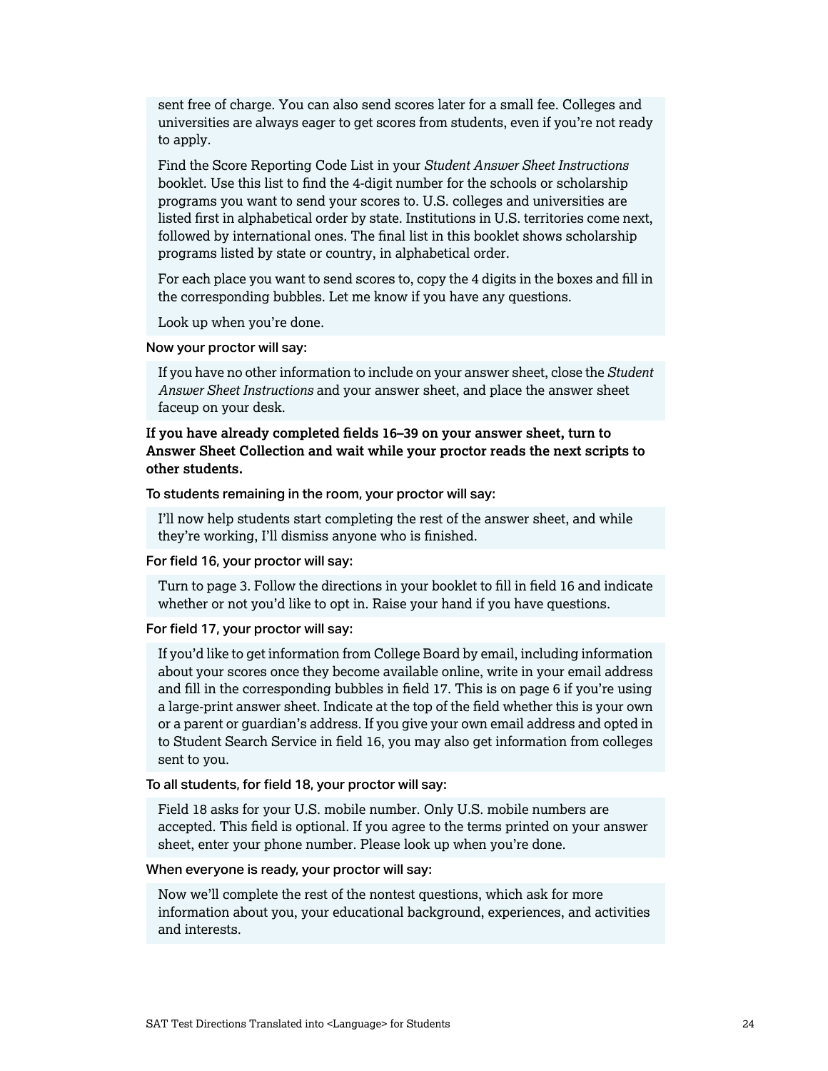sent free of charge. You can also send scores later for a small fee. Colleges and universities are always eager to get scores from students, even if you're not ready to apply.

Find the Score Reporting Code List in your *Student Answer Sheet Instructions* booklet. Use this list to find the 4-digit number for the schools or scholarship programs you want to send your scores to. U.S. colleges and universities are listed first in alphabetical order by state. Institutions in U.S. territories come next, followed by international ones. The final list in this booklet shows scholarship programs listed by state or country, in alphabetical order.

For each place you want to send scores to, copy the 4 digits in the boxes and fill in the corresponding bubbles. Let me know if you have any questions.

Look up when you're done.

Now your proctor will say:

If you have no other information to include on your answer sheet, close the *Student Answer Sheet Instructions* and your answer sheet, and place the answer sheet faceup on your desk.

**If you have already completed fields 16–39 on your answer sheet, turn to Answer Sheet Collection and wait while your proctor reads the next scripts to other students.**

To students remaining in the room, your proctor will say:

I'll now help students start completing the rest of the answer sheet, and while they're working, I'll dismiss anyone who is finished.

For field 16, your proctor will say:

Turn to page 3. Follow the directions in your booklet to fill in field 16 and indicate whether or not you'd like to opt in. Raise your hand if you have questions.

For field 17, your proctor will say:

If you'd like to get information from College Board by email, including information about your scores once they become available online, write in your email address and fill in the corresponding bubbles in field 17. This is on page 6 if you're using a large-print answer sheet. Indicate at the top of the field whether this is your own or a parent or guardian's address. If you give your own email address and opted in to Student Search Service in field 16, you may also get information from colleges sent to you.

To all students, for field 18, your proctor will say:

Field 18 asks for your U.S. mobile number. Only U.S. mobile numbers are accepted. This field is optional. If you agree to the terms printed on your answer sheet, enter your phone number. Please look up when you're done.

When everyone is ready, your proctor will say:

Now we'll complete the rest of the nontest questions, which ask for more information about you, your educational background, experiences, and activities and interests.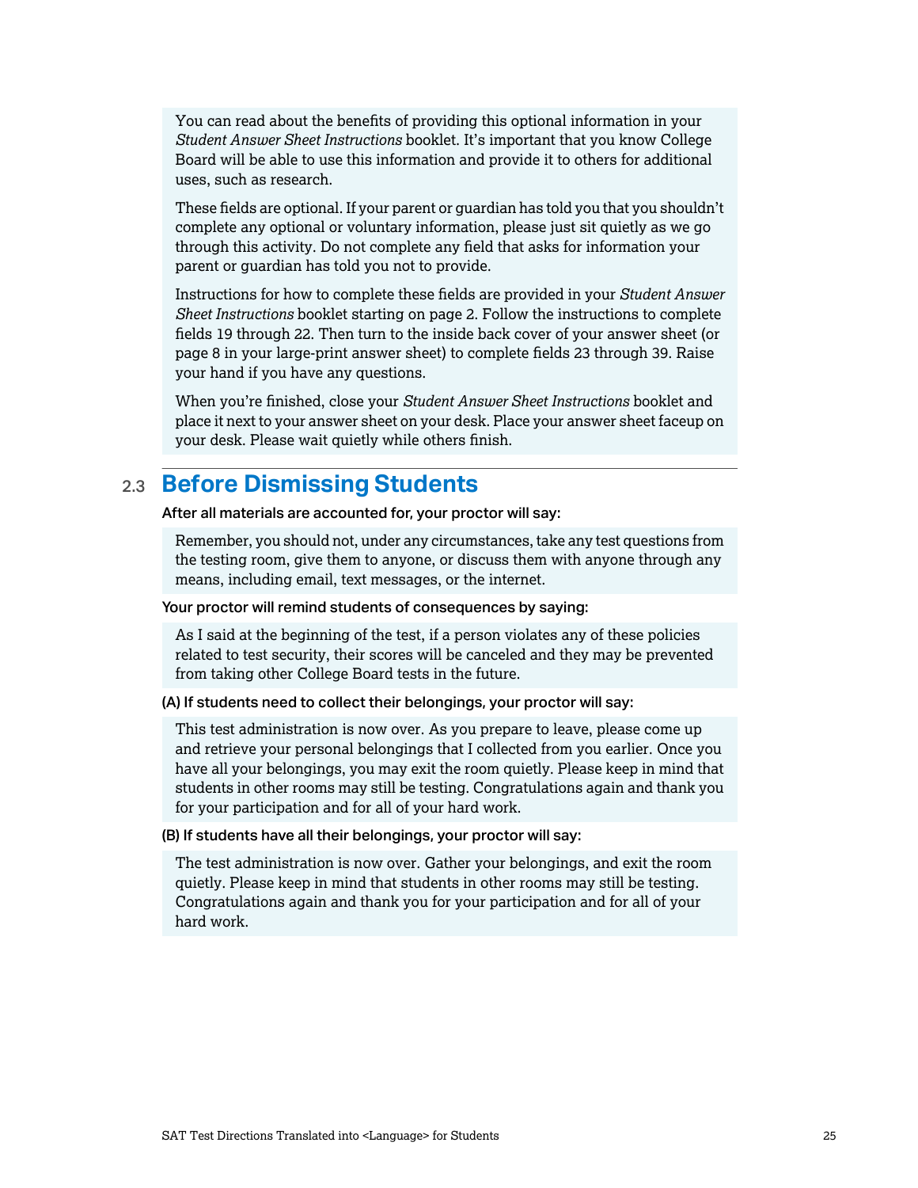You can read about the benefits of providing this optional information in your *Student Answer Sheet Instructions* booklet. It's important that you know College Board will be able to use this information and provide it to others for additional uses, such as research.

These fields are optional. If your parent or guardian has told you that you shouldn't complete any optional or voluntary information, please just sit quietly as we go through this activity. Do not complete any field that asks for information your parent or guardian has told you not to provide.

Instructions for how to complete these fields are provided in your *Student Answer Sheet Instructions* booklet starting on page 2. Follow the instructions to complete fields 19 through 22. Then turn to the inside back cover of your answer sheet (or page 8 in your large-print answer sheet) to complete fields 23 through 39. Raise your hand if you have any questions.

When you're finished, close your *Student Answer Sheet Instructions* booklet and place it next to your answer sheet on your desk. Place your answer sheet faceup on your desk. Please wait quietly while others finish.

## 2.3 Before Dismissing Students

**After all materials are accounted for, your proctor will say:**

Remember, you should not, under any circumstances, take any test questions from the testing room, give them to anyone, or discuss them with anyone through any means, including email, text messages, or the internet.

**Your proctor will remind students of consequences by saying:**

As I said at the beginning of the test, if a person violates any of these policies related to test security, their scores will be canceled and they may be prevented from taking other College Board tests in the future.

**(A) If students need to collect their belongings, your proctor will say:**

This test administration is now over. As you prepare to leave, please come up and retrieve your personal belongings that I collected from you earlier. Once you have all your belongings, you may exit the room quietly. Please keep in mind that students in other rooms may still be testing. Congratulations again and thank you for your participation and for all of your hard work.

**(B) If students have all their belongings, your proctor will say:**

The test administration is now over. Gather your belongings, and exit the room quietly. Please keep in mind that students in other rooms may still be testing. Congratulations again and thank you for your participation and for all of your hard work.